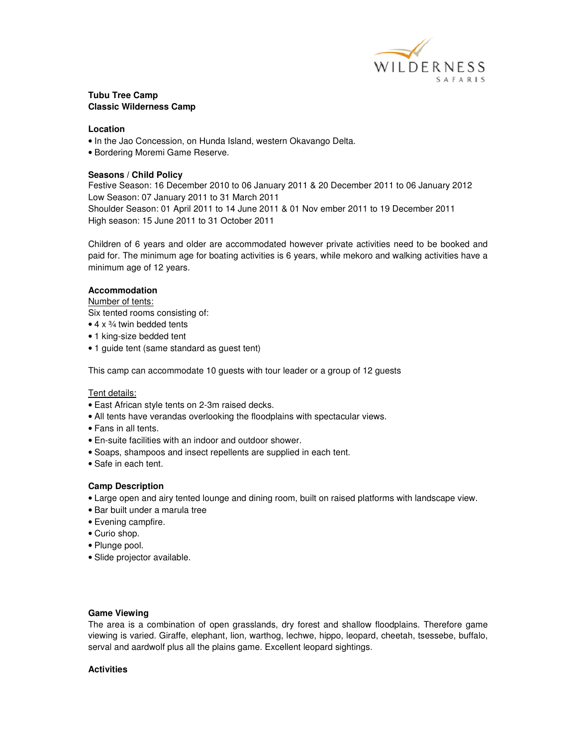**Tubu Tree Camp**
**Classic Wilderness Camp**

### Location

- In the Jao Concession, on Hunda Island, western Okavango Delta.
- Bordering Moremi Game Reserve.

### Seasons / Child Policy

Festive Season: 16 December 2010 to 06 January 2011 & 20 December 2011 to 06 January 2012
Low Season: 07 January 2011 to 31 March 2011
Shoulder Season: 01 April 2011 to 14 June 2011 & 01 Nov ember 2011 to 19 December 2011
High season: 15 June 2011 to 31 October 2011

Children of 6 years and older are accommodated however private activities need to be booked and paid for. The minimum age for boating activities is 6 years, while mekoro and walking activities have a minimum age of 12 years.

### Accommodation

Number of tents:
Six tented rooms consisting of:

- 4 x ¾ twin bedded tents
- 1 king-size bedded tent
- 1 guide tent (same standard as guest tent)

This camp can accommodate 10 guests with tour leader or a group of 12 guests

Tent details:

- East African style tents on 2-3m raised decks.
- All tents have verandas overlooking the floodplains with spectacular views.
- Fans in all tents.
- En-suite facilities with an indoor and outdoor shower.
- Soaps, shampoos and insect repellents are supplied in each tent.
- Safe in each tent.

### Camp Description

- Large open and airy tented lounge and dining room, built on raised platforms with landscape view.
- Bar built under a marula tree
- Evening campfire.
- Curio shop.
- Plunge pool.
- Slide projector available.

### Game Viewing

The area is a combination of open grasslands, dry forest and shallow floodplains. Therefore game viewing is varied. Giraffe, elephant, lion, warthog, lechwe, hippo, leopard, cheetah, tsessebe, buffalo, serval and aardwolf plus all the plains game. Excellent leopard sightings.

### Activities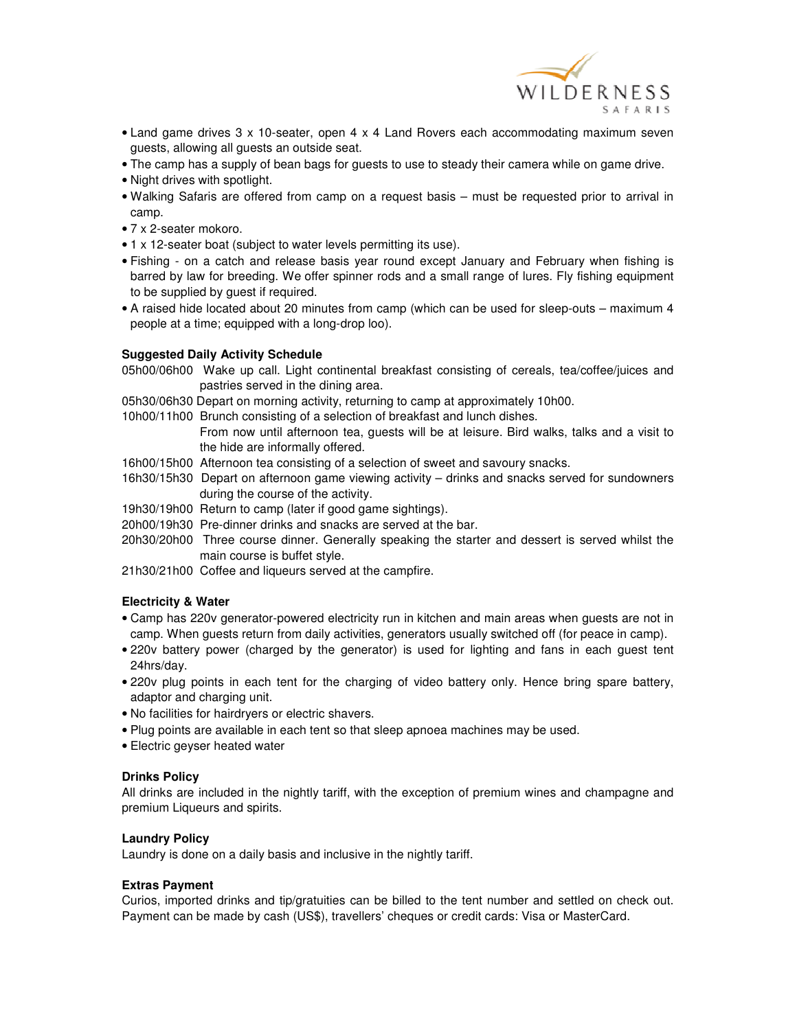- Land game drives 3 x 10-seater, open 4 x 4 Land Rovers each accommodating maximum seven guests, allowing all guests an outside seat.
- The camp has a supply of bean bags for guests to use to steady their camera while on game drive.
- Night drives with spotlight.
- Walking Safaris are offered from camp on a request basis – must be requested prior to arrival in camp.
- 7 x 2-seater mokoro.
- 1 x 12-seater boat (subject to water levels permitting its use).
- Fishing - on a catch and release basis year round except January and February when fishing is barred by law for breeding. We offer spinner rods and a small range of lures. Fly fishing equipment to be supplied by guest if required.
- A raised hide located about 20 minutes from camp (which can be used for sleep-outs – maximum 4 people at a time; equipped with a long-drop loo).

**Suggested Daily Activity Schedule**

05h00/06h00 Wake up call. Light continental breakfast consisting of cereals, tea/coffee/juices and pastries served in the dining area.

05h30/06h30 Depart on morning activity, returning to camp at approximately 10h00.

10h00/11h00 Brunch consisting of a selection of breakfast and lunch dishes.
From now until afternoon tea, guests will be at leisure. Bird walks, talks and a visit to the hide are informally offered.

16h00/15h00 Afternoon tea consisting of a selection of sweet and savoury snacks.

16h30/15h30 Depart on afternoon game viewing activity – drinks and snacks served for sundowners during the course of the activity.

19h30/19h00 Return to camp (later if good game sightings).

20h00/19h30 Pre-dinner drinks and snacks are served at the bar.

20h30/20h00 Three course dinner. Generally speaking the starter and dessert is served whilst the main course is buffet style.

21h30/21h00 Coffee and liqueurs served at the campfire.

**Electricity & Water**

- Camp has 220v generator-powered electricity run in kitchen and main areas when guests are not in camp. When guests return from daily activities, generators usually switched off (for peace in camp).
- 220v battery power (charged by the generator) is used for lighting and fans in each guest tent 24hrs/day.
- 220v plug points in each tent for the charging of video battery only. Hence bring spare battery, adaptor and charging unit.
- No facilities for hairdryers or electric shavers.
- Plug points are available in each tent so that sleep apnoea machines may be used.
- Electric geyser heated water

**Drinks Policy**

All drinks are included in the nightly tariff, with the exception of premium wines and champagne and premium Liqueurs and spirits.

**Laundry Policy**

Laundry is done on a daily basis and inclusive in the nightly tariff.

**Extras Payment**

Curios, imported drinks and tip/gratuities can be billed to the tent number and settled on check out. Payment can be made by cash (US$), travellers' cheques or credit cards: Visa or MasterCard.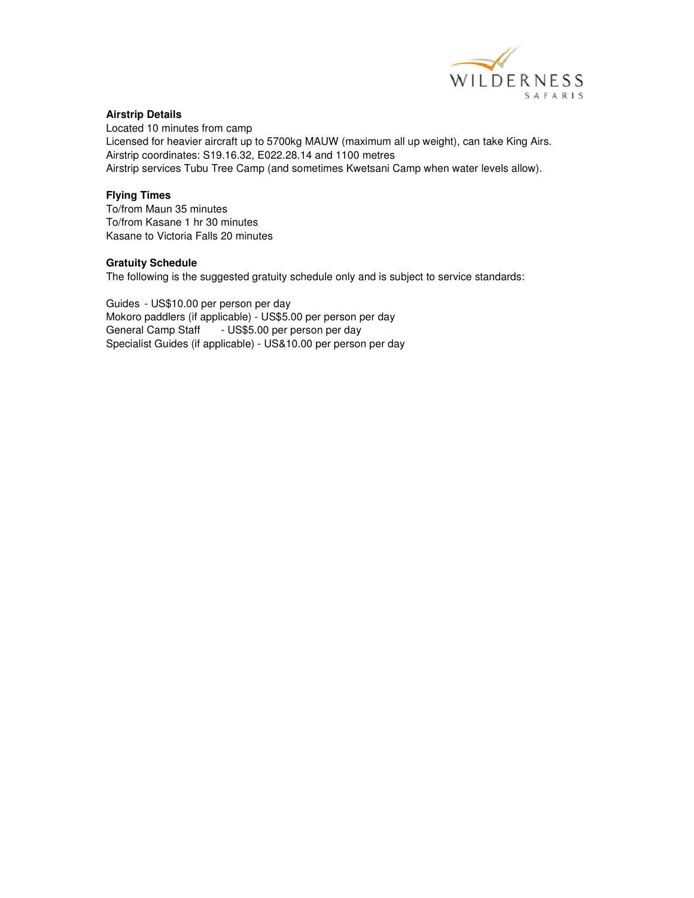**Airstrip Details**

Located 10 minutes from camp
Licensed for heavier aircraft up to 5700kg MAUW (maximum all up weight), can take King Airs.
Airstrip coordinates: S19.16.32, E022.28.14 and 1100 metres
Airstrip services Tubu Tree Camp (and sometimes Kwetsani Camp when water levels allow).

**Flying Times**

To/from Maun 35 minutes
To/from Kasane 1 hr 30 minutes
Kasane to Victoria Falls 20 minutes

**Gratuity Schedule**

The following is the suggested gratuity schedule only and is subject to service standards:

Guides - US$10.00 per person per day
Mokoro paddlers (if applicable) - US$5.00 per person per day
General Camp Staff - US$5.00 per person per day
Specialist Guides (if applicable) - US&10.00 per person per day